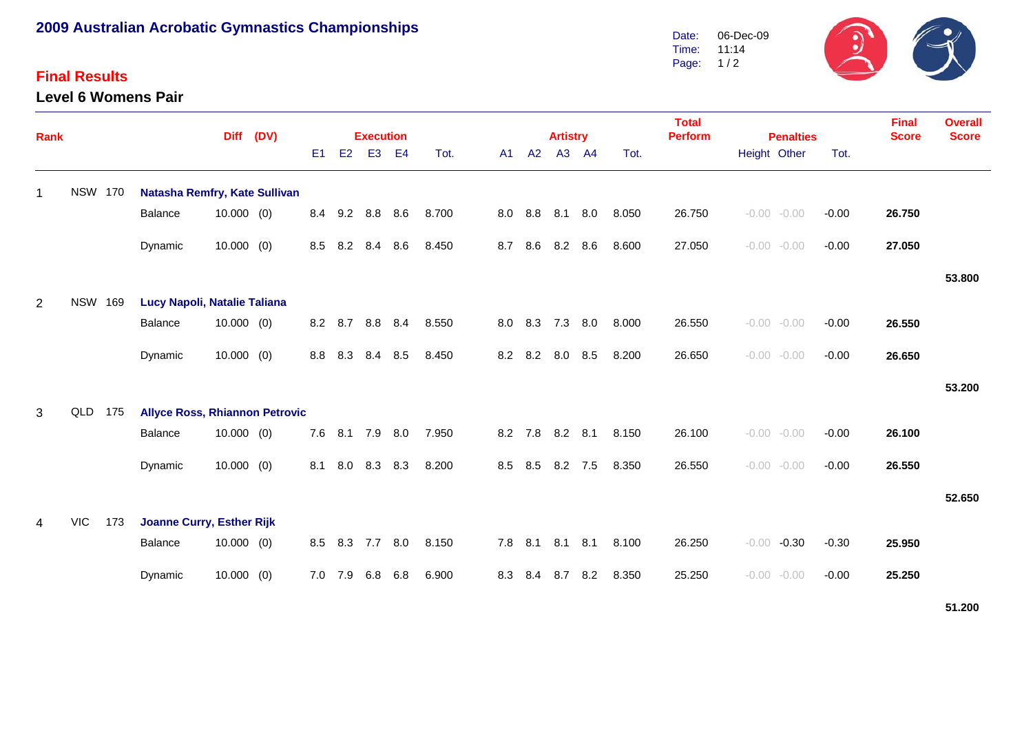# 2009 Australian Acrobatic Gymnastics Championships

Date: 06-Dec-09
Time: 11:14

## Final Results

### Level 6 Womens Pair

| Rank | | | | Diff | (DV) | Execution | | | | | Artistry | | | | | Total Perform | Penalties | | | Final Score | Overall Score |
|---|---|---|---|---|---|---|---|---|---|---|---|---|---|---|---|---|---|---|---|---|---|
| | | | | | | E1 | E2 | E3 | E4 | Tot. | A1 | A2 | A3 | A4 | Tot. | | Height | Other | Tot. | | |
| 1 | NSW | 170 | **Natasha Remfry, Kate Sullivan** | | | | | | | | | | | | | | | | | | |
| | | | Balance | 10.000 | (0) | 8.4 | 9.2 | 8.8 | 8.6 | 8.700 | 8.0 | 8.8 | 8.1 | 8.0 | 8.050 | 26.750 | -0.00 | -0.00 | -0.00 | **26.750** | |
| | | | Dynamic | 10.000 | (0) | 8.5 | 8.2 | 8.4 | 8.6 | 8.450 | 8.7 | 8.6 | 8.2 | 8.6 | 8.600 | 27.050 | -0.00 | -0.00 | -0.00 | **27.050** | |
| | | | | | | | | | | | | | | | | | | | | | **53.800** |
| 2 | NSW | 169 | **Lucy Napoli, Natalie Taliana** | | | | | | | | | | | | | | | | | | |
| | | | Balance | 10.000 | (0) | 8.2 | 8.7 | 8.8 | 8.4 | 8.550 | 8.0 | 8.3 | 7.3 | 8.0 | 8.000 | 26.550 | -0.00 | -0.00 | -0.00 | **26.550** | |
| | | | Dynamic | 10.000 | (0) | 8.8 | 8.3 | 8.4 | 8.5 | 8.450 | 8.2 | 8.2 | 8.0 | 8.5 | 8.200 | 26.650 | -0.00 | -0.00 | -0.00 | **26.650** | |
| | | | | | | | | | | | | | | | | | | | | | **53.200** |
| 3 | QLD | 175 | **Allyce Ross, Rhiannon Petrovic** | | | | | | | | | | | | | | | | | | |
| | | | Balance | 10.000 | (0) | 7.6 | 8.1 | 7.9 | 8.0 | 7.950 | 8.2 | 7.8 | 8.2 | 8.1 | 8.150 | 26.100 | -0.00 | -0.00 | -0.00 | **26.100** | |
| | | | Dynamic | 10.000 | (0) | 8.1 | 8.0 | 8.3 | 8.3 | 8.200 | 8.5 | 8.5 | 8.2 | 7.5 | 8.350 | 26.550 | -0.00 | -0.00 | -0.00 | **26.550** | |
| | | | | | | | | | | | | | | | | | | | | | **52.650** |
| 4 | VIC | 173 | **Joanne Curry, Esther Rijk** | | | | | | | | | | | | | | | | | | |
| | | | Balance | 10.000 | (0) | 8.5 | 8.3 | 7.7 | 8.0 | 8.150 | 7.8 | 8.1 | 8.1 | 8.1 | 8.100 | 26.250 | -0.00 | -0.30 | -0.30 | **25.950** | |
| | | | Dynamic | 10.000 | (0) | 7.0 | 7.9 | 6.8 | 6.8 | 6.900 | 8.3 | 8.4 | 8.7 | 8.2 | 8.350 | 25.250 | -0.00 | -0.00 | -0.00 | **25.250** | |
| | | | | | | | | | | | | | | | | | | | | | **51.200** |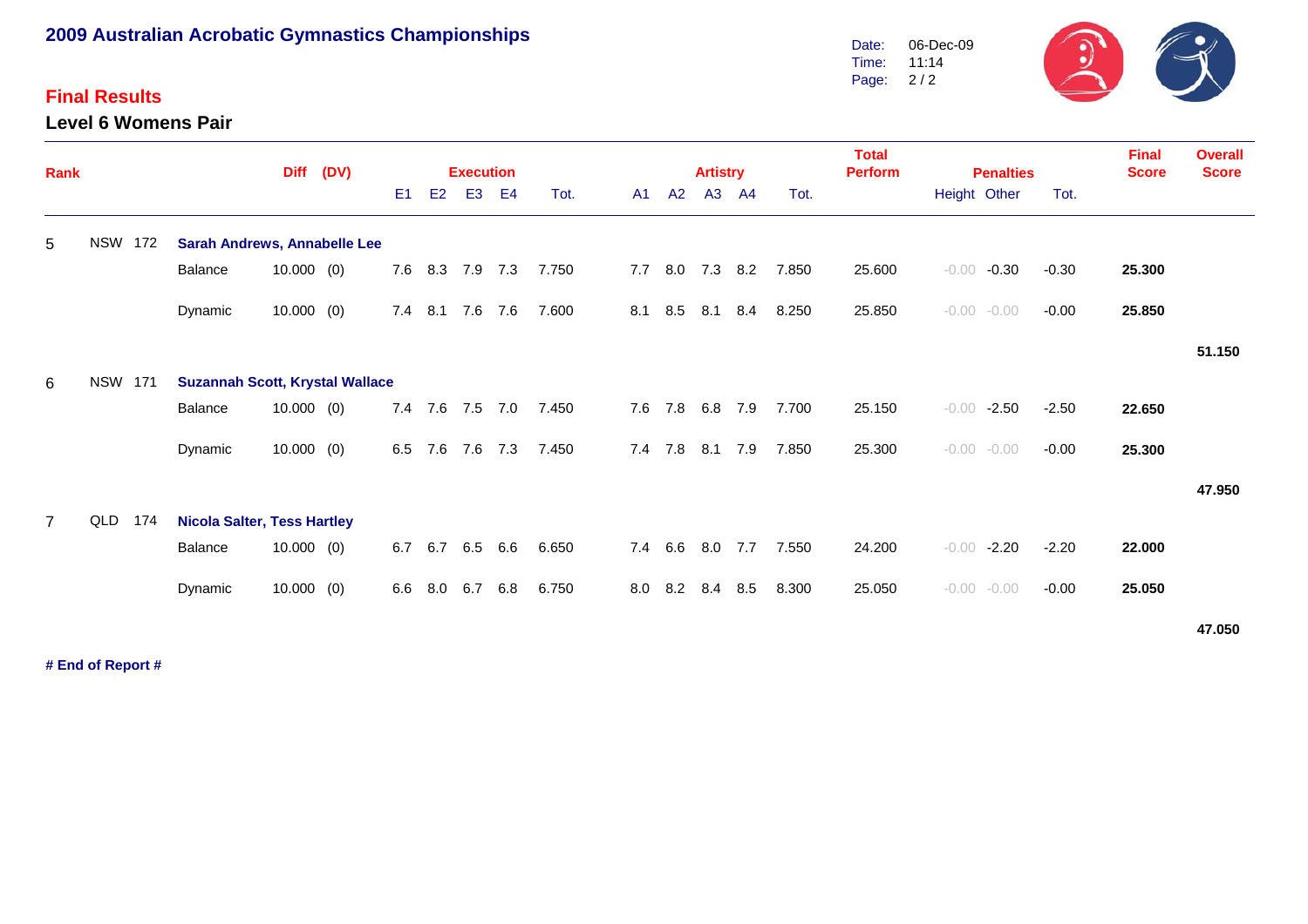## 2009 Australian Acrobatic Gymnastics Championships

Date: 06-Dec-09
Time: 11:14

### Final Results

### Level 6 Womens Pair

| Rank | | | | Diff | (DV) | Execution E1 | E2 | E3 | E4 | Tot. | Artistry A1 | A2 | A3 | A4 | Tot. | Total Perform | Penalties Height | Other | Tot. | Final Score | Overall Score |
|---|---|---|---|---|---|---|---|---|---|---|---|---|---|---|---|---|---|---|---|---|---|
| 5 | NSW | 172 | **Sarah Andrews, Annabelle Lee** | | | | | | | | | | | | | | | | | | |
| | | | Balance | 10.000 | (0) | 7.6 | 8.3 | 7.9 | 7.3 | 7.750 | 7.7 | 8.0 | 7.3 | 8.2 | 7.850 | 25.600 | -0.00 | -0.30 | -0.30 | **25.300** | |
| | | | Dynamic | 10.000 | (0) | 7.4 | 8.1 | 7.6 | 7.6 | 7.600 | 8.1 | 8.5 | 8.1 | 8.4 | 8.250 | 25.850 | -0.00 | -0.00 | -0.00 | **25.850** | |
| | | | | | | | | | | | | | | | | | | | | | **51.150** |
| 6 | NSW | 171 | **Suzannah Scott, Krystal Wallace** | | | | | | | | | | | | | | | | | | |
| | | | Balance | 10.000 | (0) | 7.4 | 7.6 | 7.5 | 7.0 | 7.450 | 7.6 | 7.8 | 6.8 | 7.9 | 7.700 | 25.150 | -0.00 | -2.50 | -2.50 | **22.650** | |
| | | | Dynamic | 10.000 | (0) | 6.5 | 7.6 | 7.6 | 7.3 | 7.450 | 7.4 | 7.8 | 8.1 | 7.9 | 7.850 | 25.300 | -0.00 | -0.00 | -0.00 | **25.300** | |
| | | | | | | | | | | | | | | | | | | | | | **47.950** |
| 7 | QLD | 174 | **Nicola Salter, Tess Hartley** | | | | | | | | | | | | | | | | | | |
| | | | Balance | 10.000 | (0) | 6.7 | 6.7 | 6.5 | 6.6 | 6.650 | 7.4 | 6.6 | 8.0 | 7.7 | 7.550 | 24.200 | -0.00 | -2.20 | -2.20 | **22.000** | |
| | | | Dynamic | 10.000 | (0) | 6.6 | 8.0 | 6.7 | 6.8 | 6.750 | 8.0 | 8.2 | 8.4 | 8.5 | 8.300 | 25.050 | -0.00 | -0.00 | -0.00 | **25.050** | |
| | | | | | | | | | | | | | | | | | | | | | **47.050** |

**# End of Report #**